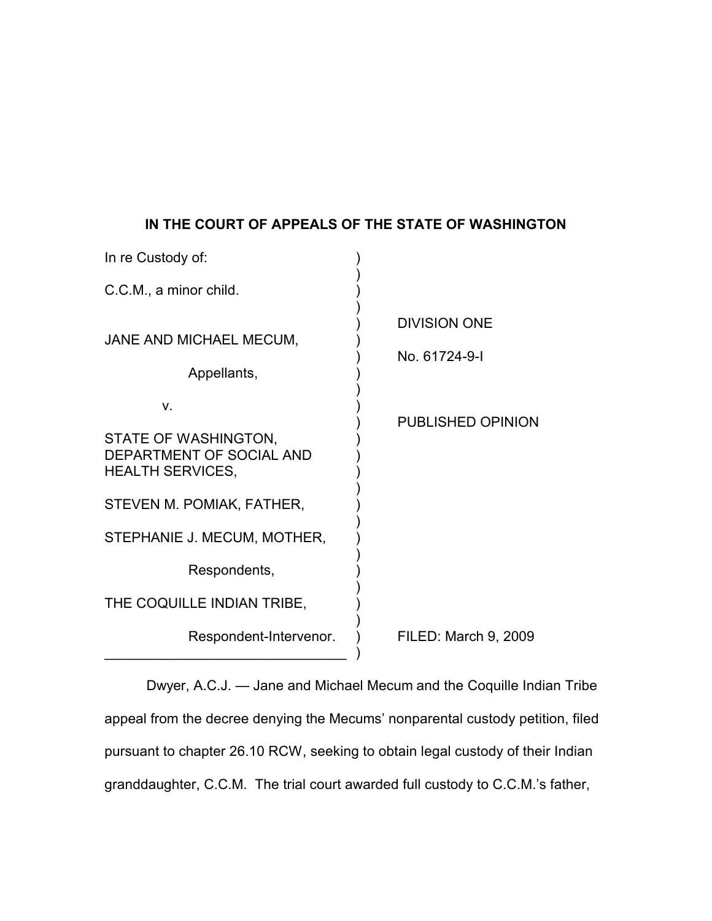**IN THE COURT OF APPEALS OF THE STATE OF WASHINGTON**

| | |
|---|---|
| In re Custody of: | |
| C.C.M., a minor child. | |
| | DIVISION ONE |
| JANE AND MICHAEL MECUM, | |
| Appellants, | No. 61724-9-I |
| v. | |
| | PUBLISHED OPINION |
| STATE OF WASHINGTON, DEPARTMENT OF SOCIAL AND HEALTH SERVICES, | |
| STEVEN M. POMIAK, FATHER, | |
| STEPHANIE J. MECUM, MOTHER, | |
| Respondents, | |
| THE COQUILLE INDIAN TRIBE, | |
| Respondent-Intervenor. | FILED: March 9, 2009 |

Dwyer, A.C.J. — Jane and Michael Mecum and the Coquille Indian Tribe appeal from the decree denying the Mecums' nonparental custody petition, filed pursuant to chapter 26.10 RCW, seeking to obtain legal custody of their Indian granddaughter, C.C.M. The trial court awarded full custody to C.C.M.'s father,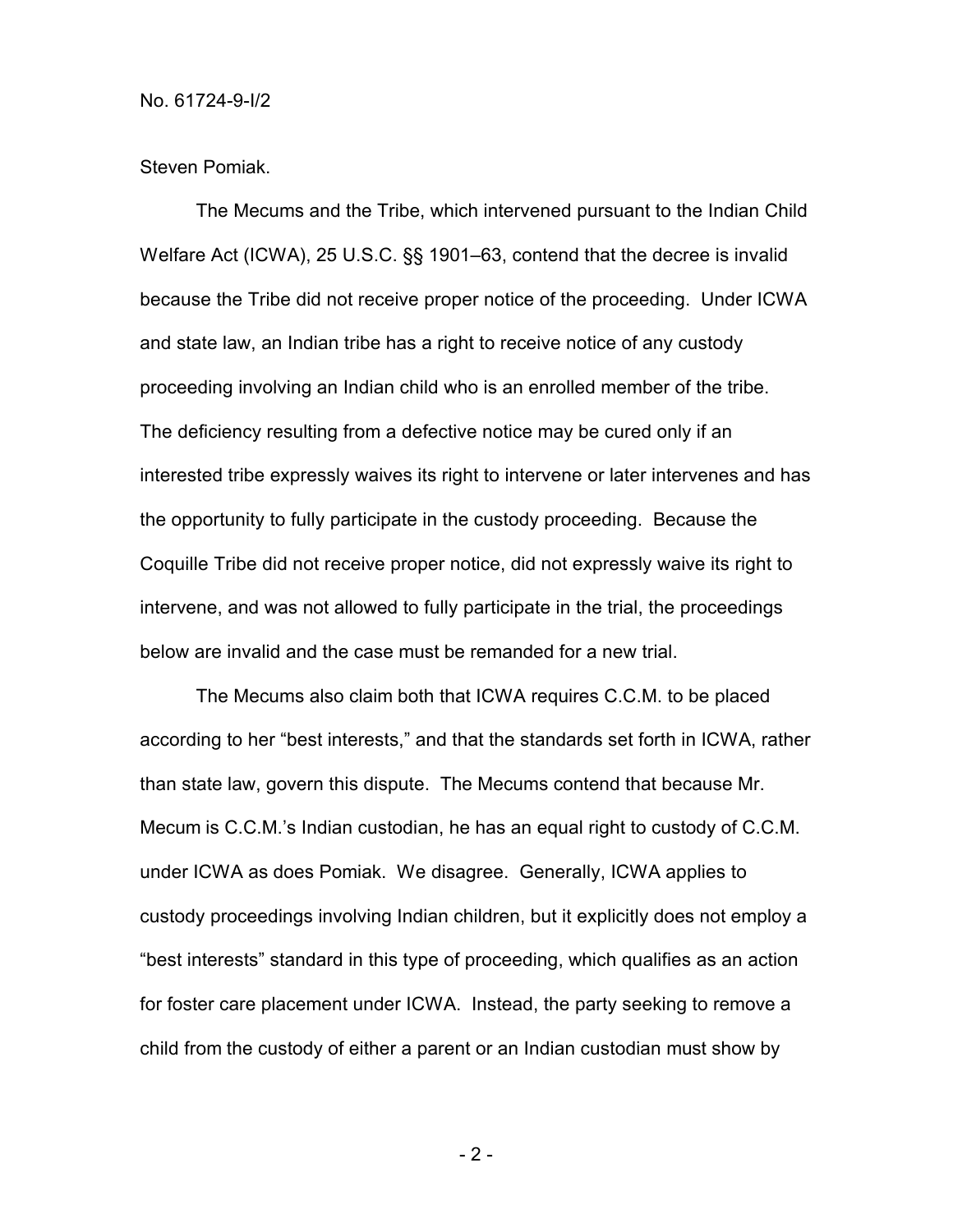Steven Pomiak.

The Mecums and the Tribe, which intervened pursuant to the Indian Child Welfare Act (ICWA), 25 U.S.C. §§ 1901–63, contend that the decree is invalid because the Tribe did not receive proper notice of the proceeding. Under ICWA and state law, an Indian tribe has a right to receive notice of any custody proceeding involving an Indian child who is an enrolled member of the tribe. The deficiency resulting from a defective notice may be cured only if an interested tribe expressly waives its right to intervene or later intervenes and has the opportunity to fully participate in the custody proceeding. Because the Coquille Tribe did not receive proper notice, did not expressly waive its right to intervene, and was not allowed to fully participate in the trial, the proceedings below are invalid and the case must be remanded for a new trial.

The Mecums also claim both that ICWA requires C.C.M. to be placed according to her "best interests," and that the standards set forth in ICWA, rather than state law, govern this dispute. The Mecums contend that because Mr. Mecum is C.C.M.'s Indian custodian, he has an equal right to custody of C.C.M. under ICWA as does Pomiak. We disagree. Generally, ICWA applies to custody proceedings involving Indian children, but it explicitly does not employ a "best interests" standard in this type of proceeding, which qualifies as an action for foster care placement under ICWA. Instead, the party seeking to remove a child from the custody of either a parent or an Indian custodian must show by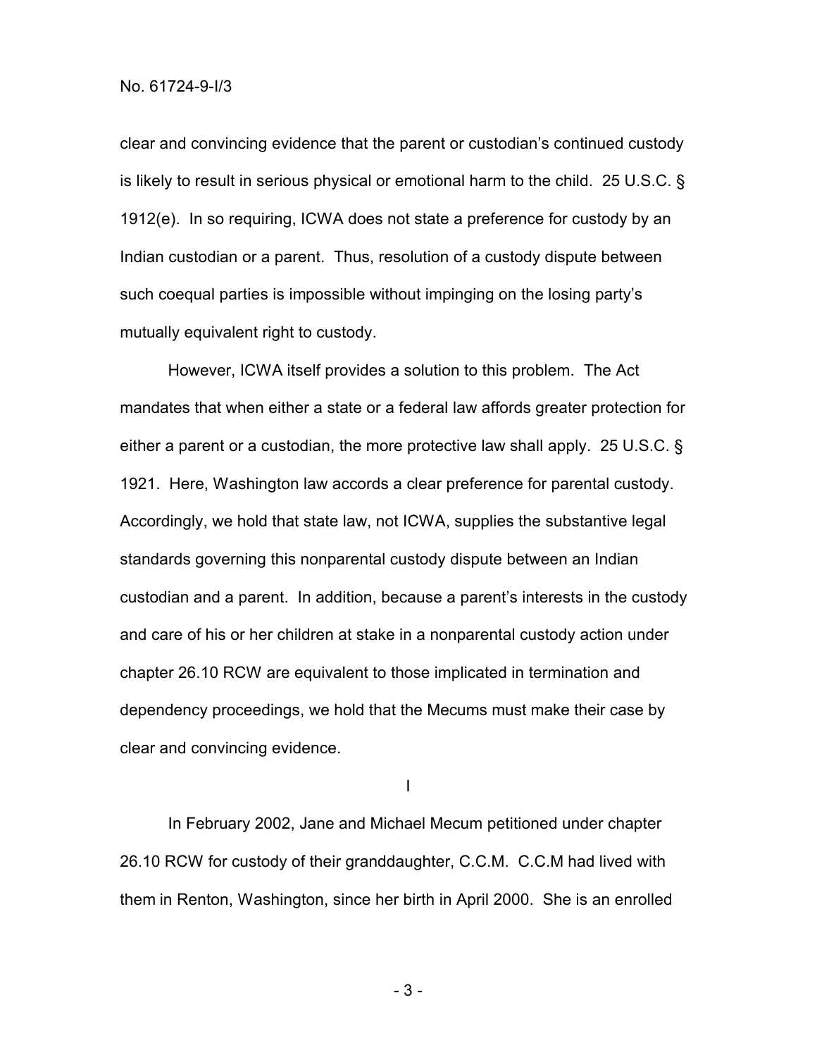clear and convincing evidence that the parent or custodian's continued custody is likely to result in serious physical or emotional harm to the child. 25 U.S.C. § 1912(e). In so requiring, ICWA does not state a preference for custody by an Indian custodian or a parent. Thus, resolution of a custody dispute between such coequal parties is impossible without impinging on the losing party's mutually equivalent right to custody.

However, ICWA itself provides a solution to this problem. The Act mandates that when either a state or a federal law affords greater protection for either a parent or a custodian, the more protective law shall apply. 25 U.S.C. § 1921. Here, Washington law accords a clear preference for parental custody. Accordingly, we hold that state law, not ICWA, supplies the substantive legal standards governing this nonparental custody dispute between an Indian custodian and a parent. In addition, because a parent's interests in the custody and care of his or her children at stake in a nonparental custody action under chapter 26.10 RCW are equivalent to those implicated in termination and dependency proceedings, we hold that the Mecums must make their case by clear and convincing evidence.

I

In February 2002, Jane and Michael Mecum petitioned under chapter 26.10 RCW for custody of their granddaughter, C.C.M. C.C.M had lived with them in Renton, Washington, since her birth in April 2000. She is an enrolled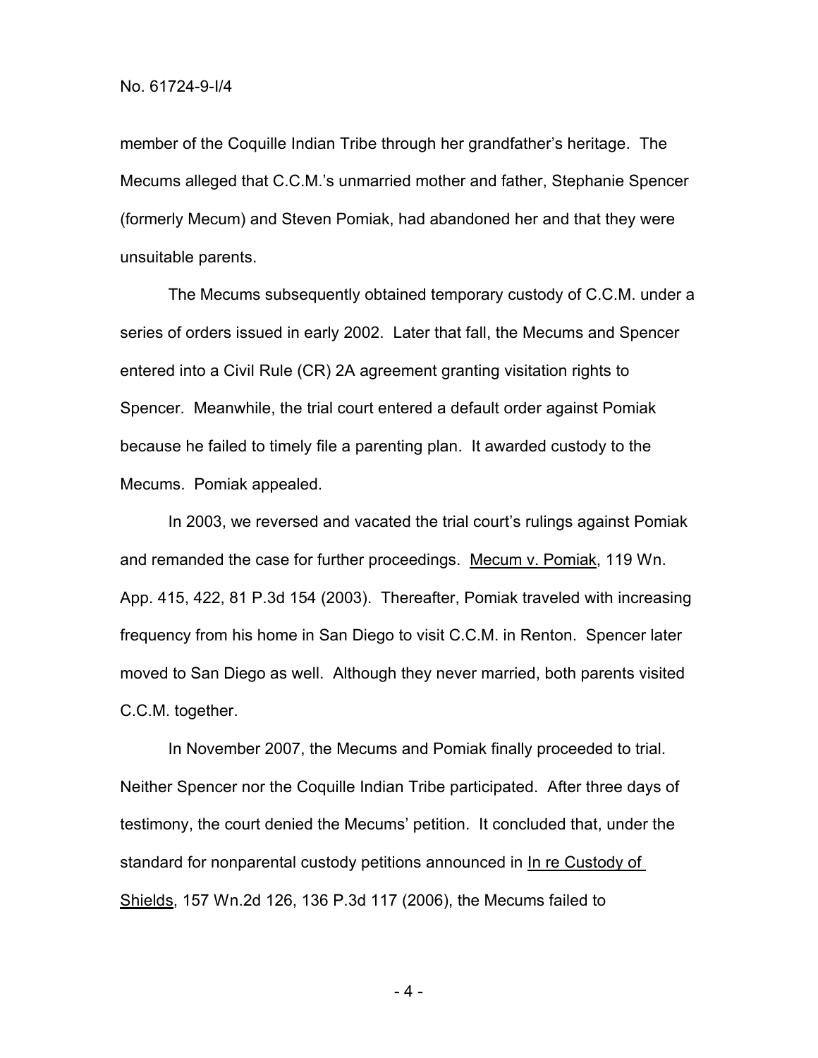member of the Coquille Indian Tribe through her grandfather's heritage. The Mecums alleged that C.C.M.'s unmarried mother and father, Stephanie Spencer (formerly Mecum) and Steven Pomiak, had abandoned her and that they were unsuitable parents.

The Mecums subsequently obtained temporary custody of C.C.M. under a series of orders issued in early 2002. Later that fall, the Mecums and Spencer entered into a Civil Rule (CR) 2A agreement granting visitation rights to Spencer. Meanwhile, the trial court entered a default order against Pomiak because he failed to timely file a parenting plan. It awarded custody to the Mecums. Pomiak appealed.

In 2003, we reversed and vacated the trial court's rulings against Pomiak and remanded the case for further proceedings. Mecum v. Pomiak, 119 Wn. App. 415, 422, 81 P.3d 154 (2003). Thereafter, Pomiak traveled with increasing frequency from his home in San Diego to visit C.C.M. in Renton. Spencer later moved to San Diego as well. Although they never married, both parents visited C.C.M. together.

In November 2007, the Mecums and Pomiak finally proceeded to trial. Neither Spencer nor the Coquille Indian Tribe participated. After three days of testimony, the court denied the Mecums' petition. It concluded that, under the standard for nonparental custody petitions announced in In re Custody of Shields, 157 Wn.2d 126, 136 P.3d 117 (2006), the Mecums failed to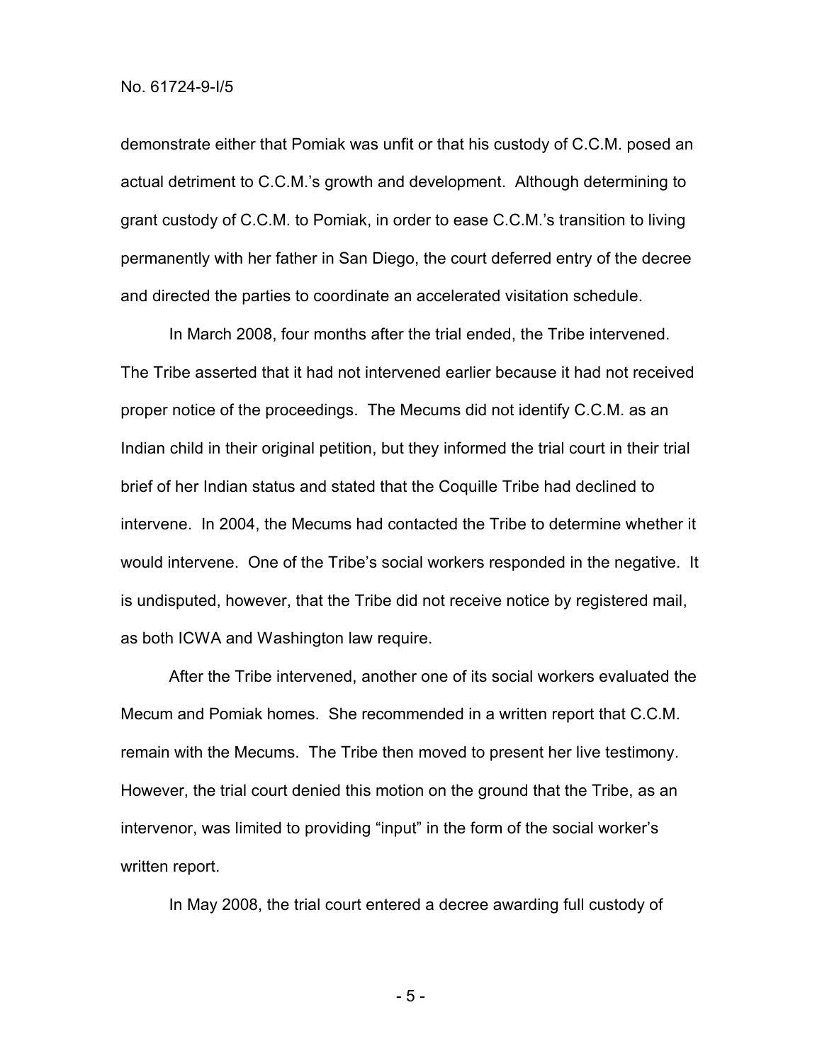demonstrate either that Pomiak was unfit or that his custody of C.C.M. posed an actual detriment to C.C.M.'s growth and development. Although determining to grant custody of C.C.M. to Pomiak, in order to ease C.C.M.'s transition to living permanently with her father in San Diego, the court deferred entry of the decree and directed the parties to coordinate an accelerated visitation schedule.

In March 2008, four months after the trial ended, the Tribe intervened. The Tribe asserted that it had not intervened earlier because it had not received proper notice of the proceedings. The Mecums did not identify C.C.M. as an Indian child in their original petition, but they informed the trial court in their trial brief of her Indian status and stated that the Coquille Tribe had declined to intervene. In 2004, the Mecums had contacted the Tribe to determine whether it would intervene. One of the Tribe's social workers responded in the negative. It is undisputed, however, that the Tribe did not receive notice by registered mail, as both ICWA and Washington law require.

After the Tribe intervened, another one of its social workers evaluated the Mecum and Pomiak homes. She recommended in a written report that C.C.M. remain with the Mecums. The Tribe then moved to present her live testimony. However, the trial court denied this motion on the ground that the Tribe, as an intervenor, was limited to providing "input" in the form of the social worker's written report.

In May 2008, the trial court entered a decree awarding full custody of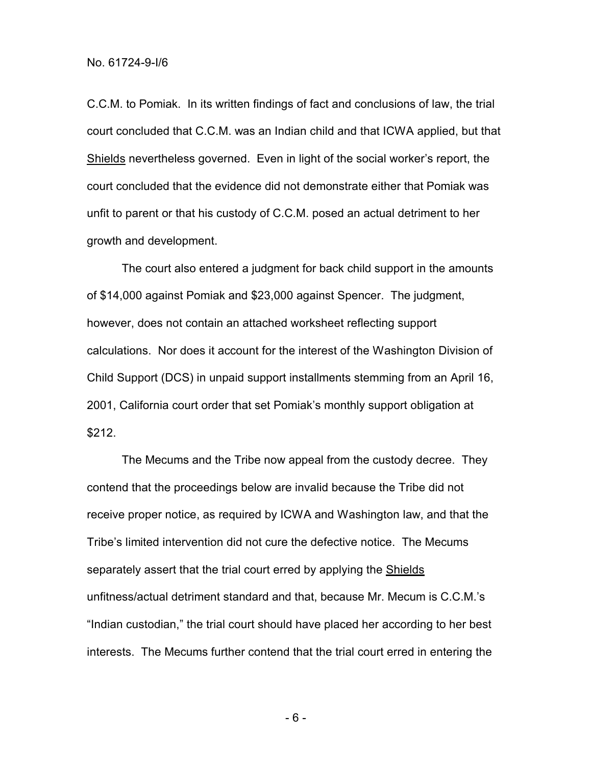C.C.M. to Pomiak. In its written findings of fact and conclusions of law, the trial court concluded that C.C.M. was an Indian child and that ICWA applied, but that Shields nevertheless governed. Even in light of the social worker's report, the court concluded that the evidence did not demonstrate either that Pomiak was unfit to parent or that his custody of C.C.M. posed an actual detriment to her growth and development.

The court also entered a judgment for back child support in the amounts of $14,000 against Pomiak and $23,000 against Spencer. The judgment, however, does not contain an attached worksheet reflecting support calculations. Nor does it account for the interest of the Washington Division of Child Support (DCS) in unpaid support installments stemming from an April 16, 2001, California court order that set Pomiak's monthly support obligation at $212.

The Mecums and the Tribe now appeal from the custody decree. They contend that the proceedings below are invalid because the Tribe did not receive proper notice, as required by ICWA and Washington law, and that the Tribe's limited intervention did not cure the defective notice. The Mecums separately assert that the trial court erred by applying the Shields unfitness/actual detriment standard and that, because Mr. Mecum is C.C.M.'s "Indian custodian," the trial court should have placed her according to her best interests. The Mecums further contend that the trial court erred in entering the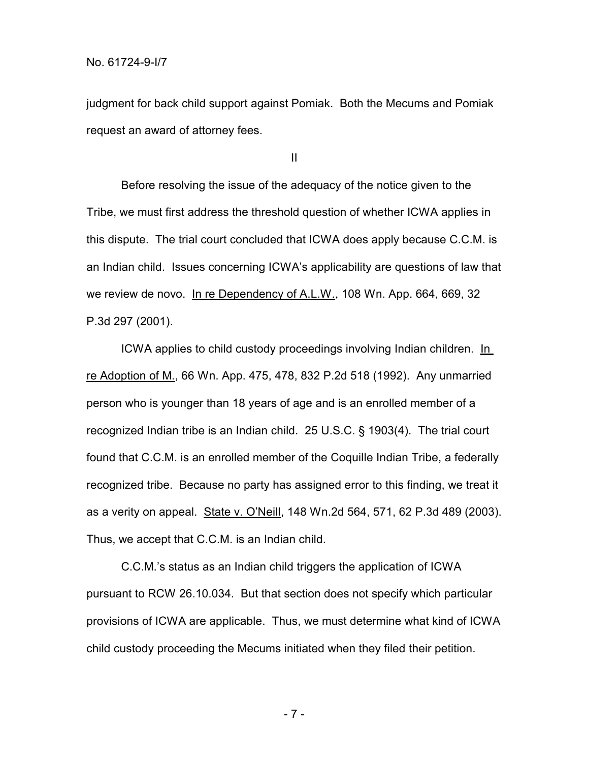judgment for back child support against Pomiak. Both the Mecums and Pomiak request an award of attorney fees.

II

Before resolving the issue of the adequacy of the notice given to the Tribe, we must first address the threshold question of whether ICWA applies in this dispute. The trial court concluded that ICWA does apply because C.C.M. is an Indian child. Issues concerning ICWA's applicability are questions of law that we review de novo. In re Dependency of A.L.W., 108 Wn. App. 664, 669, 32 P.3d 297 (2001).

ICWA applies to child custody proceedings involving Indian children. In re Adoption of M., 66 Wn. App. 475, 478, 832 P.2d 518 (1992). Any unmarried person who is younger than 18 years of age and is an enrolled member of a recognized Indian tribe is an Indian child. 25 U.S.C. § 1903(4). The trial court found that C.C.M. is an enrolled member of the Coquille Indian Tribe, a federally recognized tribe. Because no party has assigned error to this finding, we treat it as a verity on appeal. State v. O'Neill, 148 Wn.2d 564, 571, 62 P.3d 489 (2003). Thus, we accept that C.C.M. is an Indian child.

C.C.M.'s status as an Indian child triggers the application of ICWA pursuant to RCW 26.10.034. But that section does not specify which particular provisions of ICWA are applicable. Thus, we must determine what kind of ICWA child custody proceeding the Mecums initiated when they filed their petition.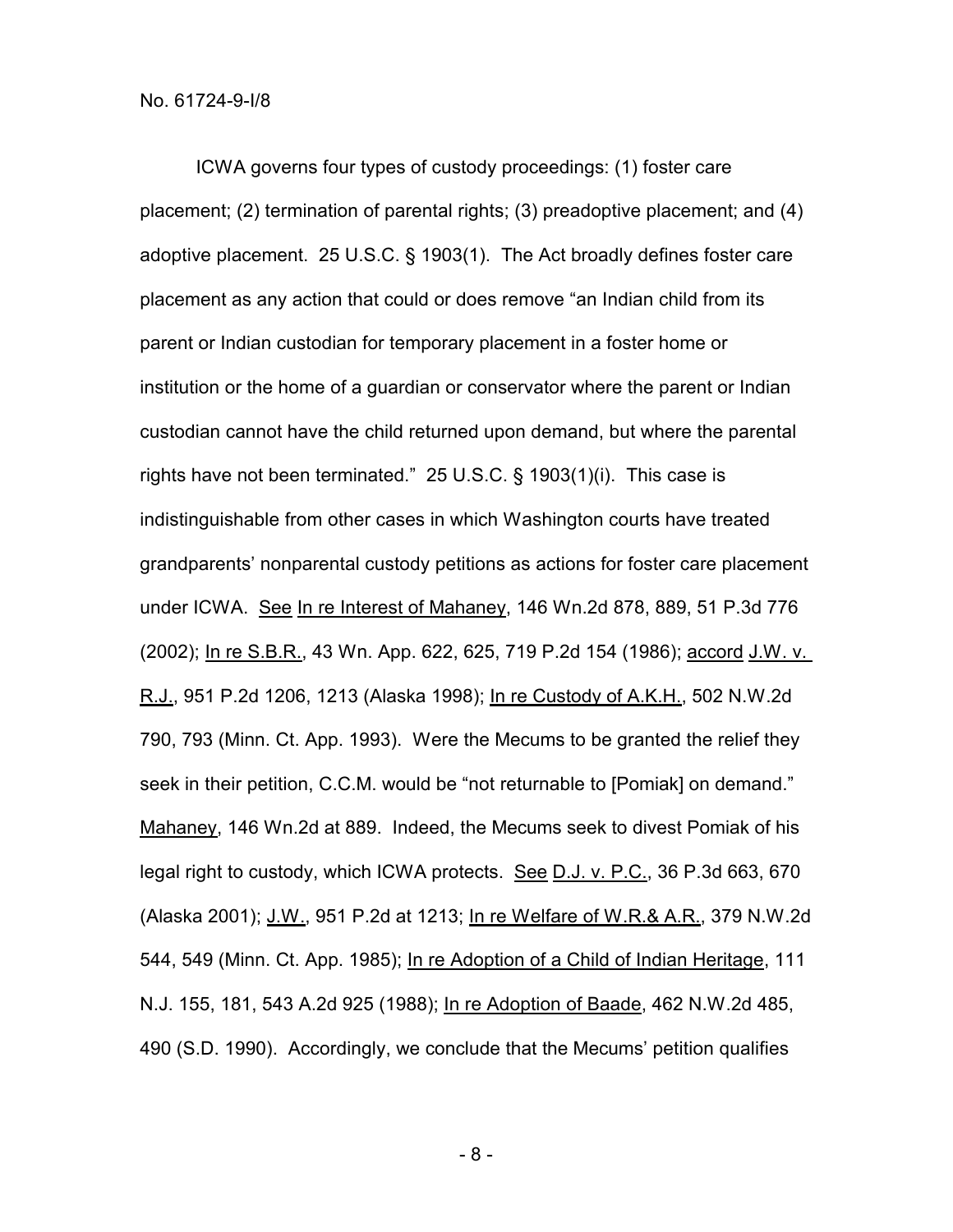ICWA governs four types of custody proceedings: (1) foster care placement; (2) termination of parental rights; (3) preadoptive placement; and (4) adoptive placement. 25 U.S.C. § 1903(1). The Act broadly defines foster care placement as any action that could or does remove "an Indian child from its parent or Indian custodian for temporary placement in a foster home or institution or the home of a guardian or conservator where the parent or Indian custodian cannot have the child returned upon demand, but where the parental rights have not been terminated." 25 U.S.C. § 1903(1)(i). This case is indistinguishable from other cases in which Washington courts have treated grandparents' nonparental custody petitions as actions for foster care placement under ICWA. See In re Interest of Mahaney, 146 Wn.2d 878, 889, 51 P.3d 776 (2002); In re S.B.R., 43 Wn. App. 622, 625, 719 P.2d 154 (1986); accord J.W. v. R.J., 951 P.2d 1206, 1213 (Alaska 1998); In re Custody of A.K.H., 502 N.W.2d 790, 793 (Minn. Ct. App. 1993). Were the Mecums to be granted the relief they seek in their petition, C.C.M. would be "not returnable to [Pomiak] on demand." Mahaney, 146 Wn.2d at 889. Indeed, the Mecums seek to divest Pomiak of his legal right to custody, which ICWA protects. See D.J. v. P.C., 36 P.3d 663, 670 (Alaska 2001); J.W., 951 P.2d at 1213; In re Welfare of W.R.& A.R., 379 N.W.2d 544, 549 (Minn. Ct. App. 1985); In re Adoption of a Child of Indian Heritage, 111 N.J. 155, 181, 543 A.2d 925 (1988); In re Adoption of Baade, 462 N.W.2d 485, 490 (S.D. 1990). Accordingly, we conclude that the Mecums' petition qualifies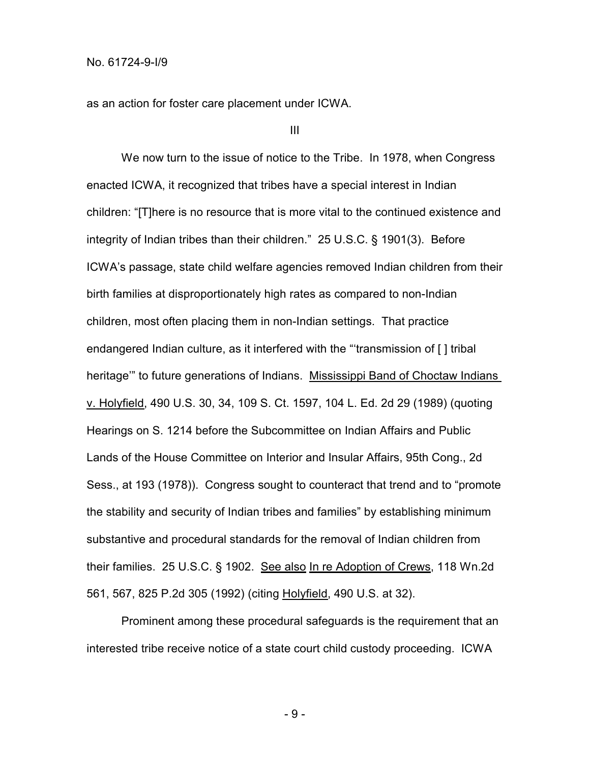as an action for foster care placement under ICWA.

III

We now turn to the issue of notice to the Tribe. In 1978, when Congress enacted ICWA, it recognized that tribes have a special interest in Indian children: "[T]here is no resource that is more vital to the continued existence and integrity of Indian tribes than their children." 25 U.S.C. § 1901(3). Before ICWA's passage, state child welfare agencies removed Indian children from their birth families at disproportionately high rates as compared to non-Indian children, most often placing them in non-Indian settings. That practice endangered Indian culture, as it interfered with the "'transmission of [ ] tribal heritage'" to future generations of Indians. Mississippi Band of Choctaw Indians v. Holyfield, 490 U.S. 30, 34, 109 S. Ct. 1597, 104 L. Ed. 2d 29 (1989) (quoting Hearings on S. 1214 before the Subcommittee on Indian Affairs and Public Lands of the House Committee on Interior and Insular Affairs, 95th Cong., 2d Sess., at 193 (1978)). Congress sought to counteract that trend and to "promote the stability and security of Indian tribes and families" by establishing minimum substantive and procedural standards for the removal of Indian children from their families. 25 U.S.C. § 1902. See also In re Adoption of Crews, 118 Wn.2d 561, 567, 825 P.2d 305 (1992) (citing Holyfield, 490 U.S. at 32).

Prominent among these procedural safeguards is the requirement that an interested tribe receive notice of a state court child custody proceeding. ICWA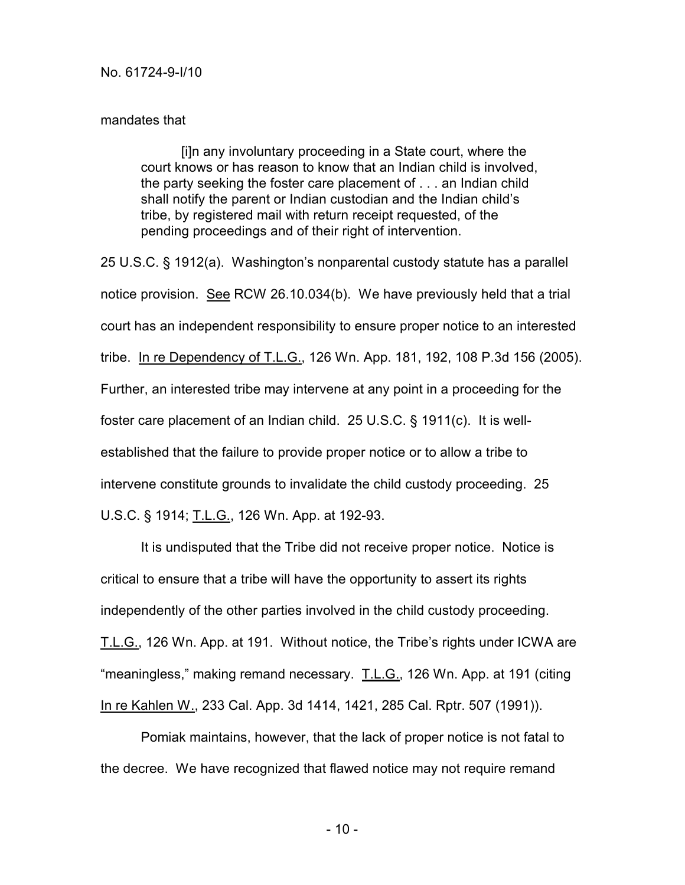mandates that

> [i]n any involuntary proceeding in a State court, where the court knows or has reason to know that an Indian child is involved, the party seeking the foster care placement of . . . an Indian child shall notify the parent or Indian custodian and the Indian child's tribe, by registered mail with return receipt requested, of the pending proceedings and of their right of intervention.

25 U.S.C. § 1912(a). Washington's nonparental custody statute has a parallel notice provision. See RCW 26.10.034(b). We have previously held that a trial court has an independent responsibility to ensure proper notice to an interested tribe. In re Dependency of T.L.G., 126 Wn. App. 181, 192, 108 P.3d 156 (2005). Further, an interested tribe may intervene at any point in a proceeding for the foster care placement of an Indian child. 25 U.S.C. § 1911(c). It is well-established that the failure to provide proper notice or to allow a tribe to intervene constitute grounds to invalidate the child custody proceeding. 25 U.S.C. § 1914; T.L.G., 126 Wn. App. at 192-93.

It is undisputed that the Tribe did not receive proper notice. Notice is critical to ensure that a tribe will have the opportunity to assert its rights independently of the other parties involved in the child custody proceeding. T.L.G., 126 Wn. App. at 191. Without notice, the Tribe's rights under ICWA are "meaningless," making remand necessary. T.L.G., 126 Wn. App. at 191 (citing In re Kahlen W., 233 Cal. App. 3d 1414, 1421, 285 Cal. Rptr. 507 (1991)).

Pomiak maintains, however, that the lack of proper notice is not fatal to the decree. We have recognized that flawed notice may not require remand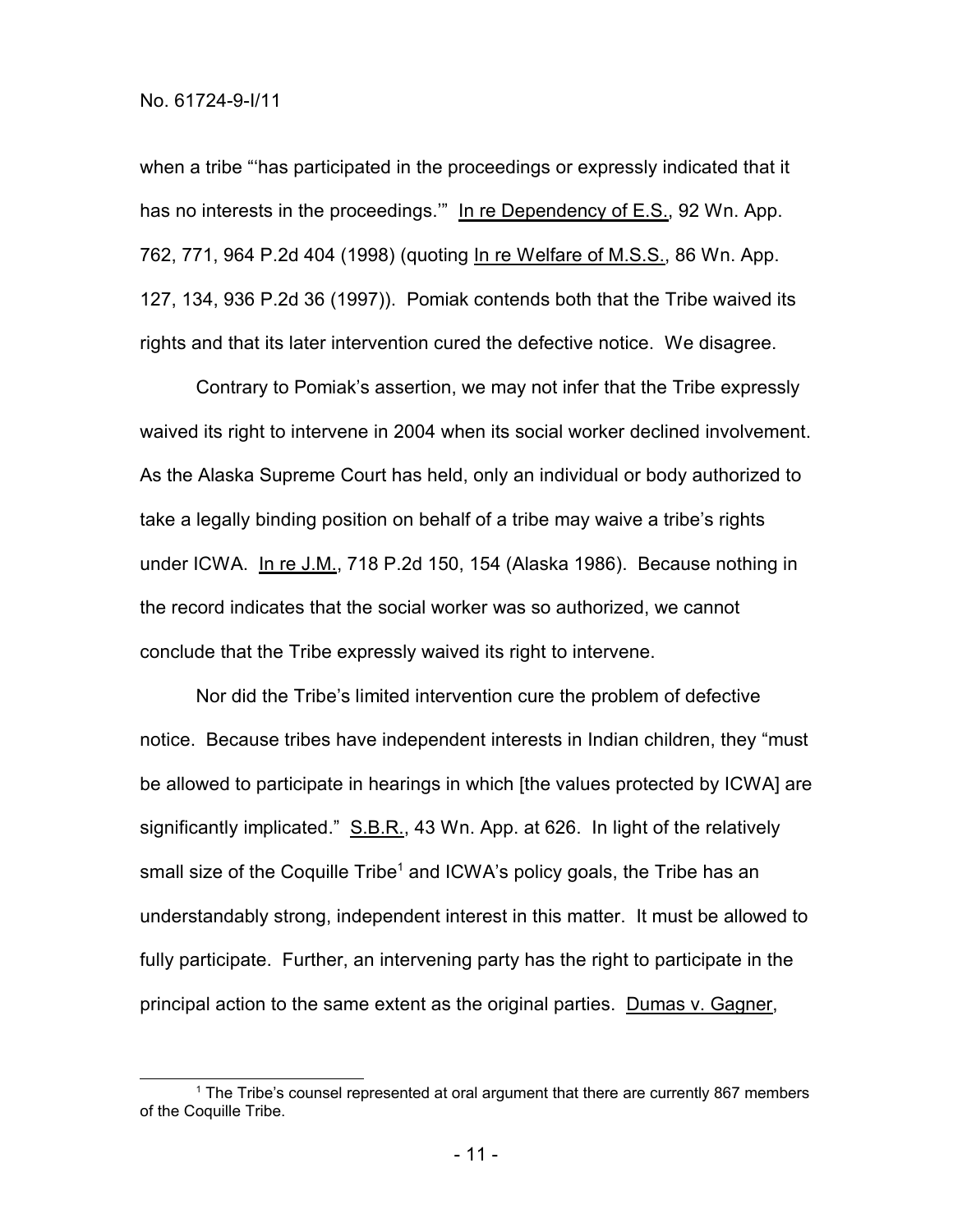when a tribe "'has participated in the proceedings or expressly indicated that it has no interests in the proceedings.'" In re Dependency of E.S., 92 Wn. App. 762, 771, 964 P.2d 404 (1998) (quoting In re Welfare of M.S.S., 86 Wn. App. 127, 134, 936 P.2d 36 (1997)). Pomiak contends both that the Tribe waived its rights and that its later intervention cured the defective notice. We disagree.

Contrary to Pomiak's assertion, we may not infer that the Tribe expressly waived its right to intervene in 2004 when its social worker declined involvement. As the Alaska Supreme Court has held, only an individual or body authorized to take a legally binding position on behalf of a tribe may waive a tribe's rights under ICWA. In re J.M., 718 P.2d 150, 154 (Alaska 1986). Because nothing in the record indicates that the social worker was so authorized, we cannot conclude that the Tribe expressly waived its right to intervene.

Nor did the Tribe's limited intervention cure the problem of defective notice. Because tribes have independent interests in Indian children, they "must be allowed to participate in hearings in which [the values protected by ICWA] are significantly implicated." S.B.R., 43 Wn. App. at 626. In light of the relatively small size of the Coquille Tribe[1] and ICWA's policy goals, the Tribe has an understandably strong, independent interest in this matter. It must be allowed to fully participate. Further, an intervening party has the right to participate in the principal action to the same extent as the original parties. Dumas v. Gagner,

[1] The Tribe's counsel represented at oral argument that there are currently 867 members of the Coquille Tribe.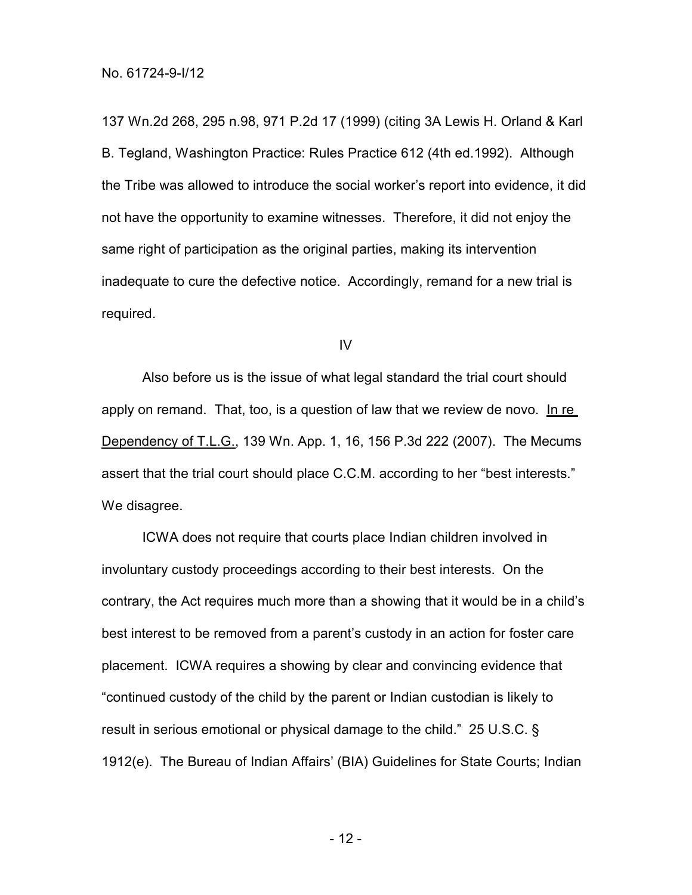137 Wn.2d 268, 295 n.98, 971 P.2d 17 (1999) (citing 3A Lewis H. Orland & Karl B. Tegland, Washington Practice: Rules Practice 612 (4th ed.1992). Although the Tribe was allowed to introduce the social worker's report into evidence, it did not have the opportunity to examine witnesses. Therefore, it did not enjoy the same right of participation as the original parties, making its intervention inadequate to cure the defective notice. Accordingly, remand for a new trial is required.

## IV

Also before us is the issue of what legal standard the trial court should apply on remand. That, too, is a question of law that we review de novo. In re Dependency of T.L.G., 139 Wn. App. 1, 16, 156 P.3d 222 (2007). The Mecums assert that the trial court should place C.C.M. according to her "best interests." We disagree.

ICWA does not require that courts place Indian children involved in involuntary custody proceedings according to their best interests. On the contrary, the Act requires much more than a showing that it would be in a child's best interest to be removed from a parent's custody in an action for foster care placement. ICWA requires a showing by clear and convincing evidence that "continued custody of the child by the parent or Indian custodian is likely to result in serious emotional or physical damage to the child." 25 U.S.C. § 1912(e). The Bureau of Indian Affairs' (BIA) Guidelines for State Courts; Indian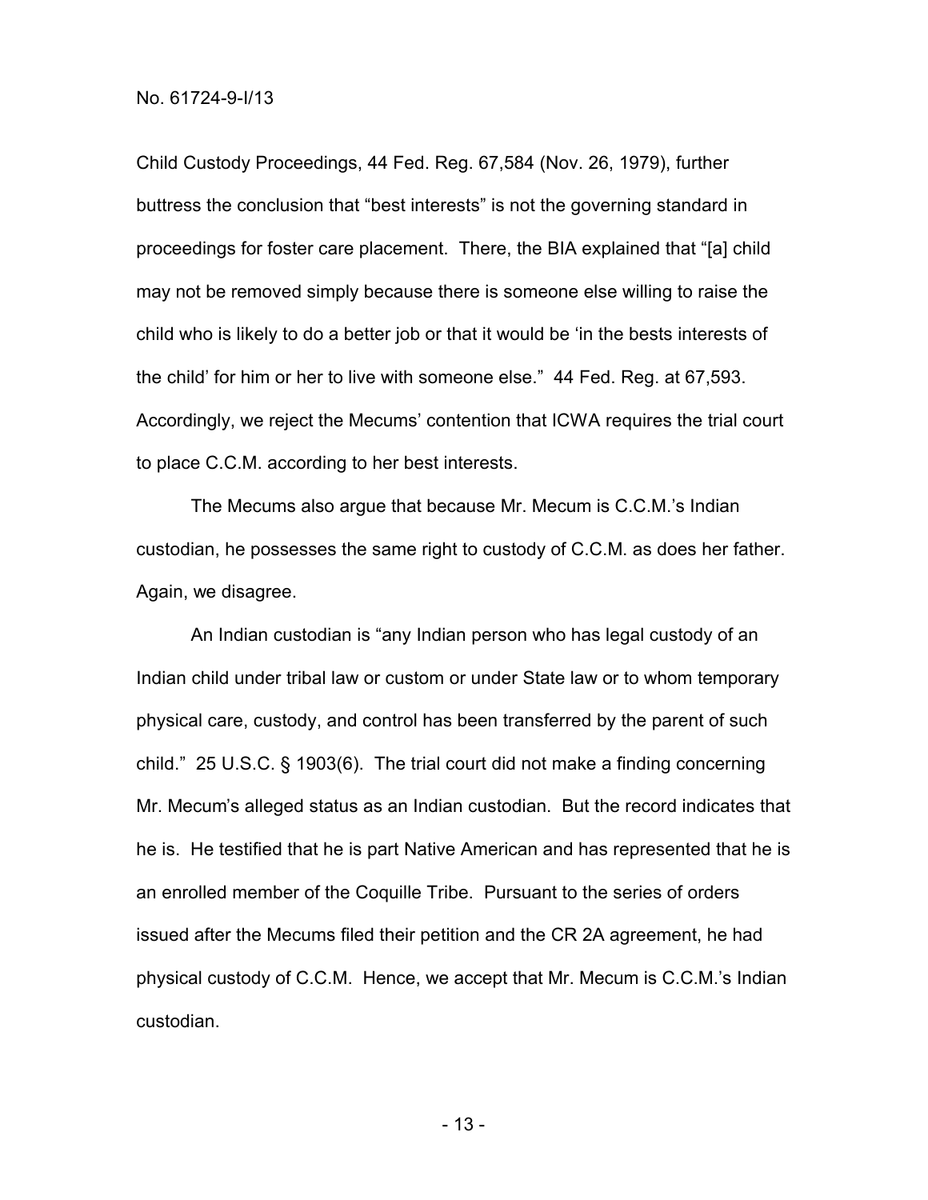Child Custody Proceedings, 44 Fed. Reg. 67,584 (Nov. 26, 1979), further buttress the conclusion that "best interests" is not the governing standard in proceedings for foster care placement. There, the BIA explained that "[a] child may not be removed simply because there is someone else willing to raise the child who is likely to do a better job or that it would be 'in the bests interests of the child' for him or her to live with someone else." 44 Fed. Reg. at 67,593. Accordingly, we reject the Mecums' contention that ICWA requires the trial court to place C.C.M. according to her best interests.

The Mecums also argue that because Mr. Mecum is C.C.M.'s Indian custodian, he possesses the same right to custody of C.C.M. as does her father. Again, we disagree.

An Indian custodian is "any Indian person who has legal custody of an Indian child under tribal law or custom or under State law or to whom temporary physical care, custody, and control has been transferred by the parent of such child." 25 U.S.C. § 1903(6). The trial court did not make a finding concerning Mr. Mecum's alleged status as an Indian custodian. But the record indicates that he is. He testified that he is part Native American and has represented that he is an enrolled member of the Coquille Tribe. Pursuant to the series of orders issued after the Mecums filed their petition and the CR 2A agreement, he had physical custody of C.C.M. Hence, we accept that Mr. Mecum is C.C.M.'s Indian custodian.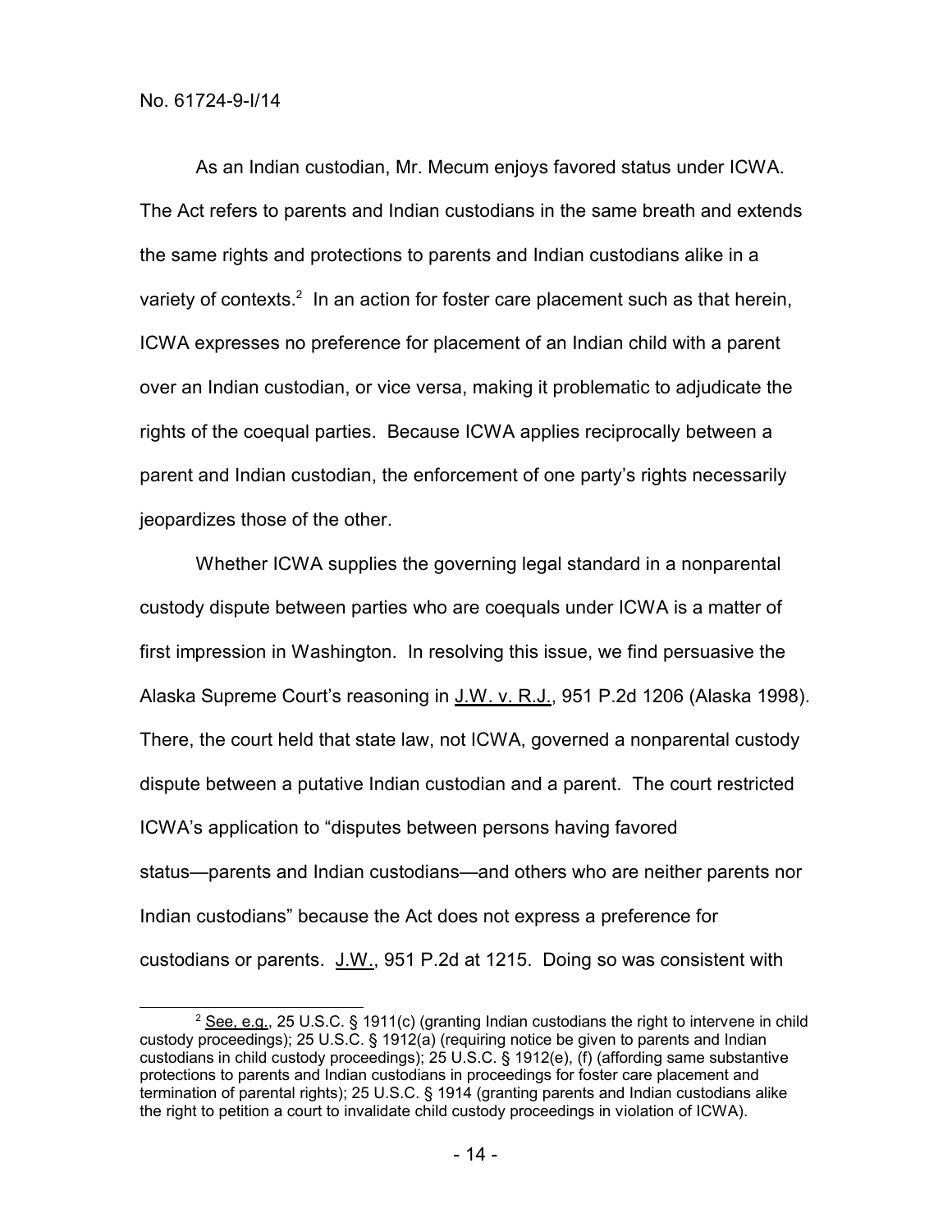As an Indian custodian, Mr. Mecum enjoys favored status under ICWA. The Act refers to parents and Indian custodians in the same breath and extends the same rights and protections to parents and Indian custodians alike in a variety of contexts.[2] In an action for foster care placement such as that herein, ICWA expresses no preference for placement of an Indian child with a parent over an Indian custodian, or vice versa, making it problematic to adjudicate the rights of the coequal parties. Because ICWA applies reciprocally between a parent and Indian custodian, the enforcement of one party's rights necessarily jeopardizes those of the other.

Whether ICWA supplies the governing legal standard in a nonparental custody dispute between parties who are coequals under ICWA is a matter of first impression in Washington. In resolving this issue, we find persuasive the Alaska Supreme Court's reasoning in J.W. v. R.J., 951 P.2d 1206 (Alaska 1998). There, the court held that state law, not ICWA, governed a nonparental custody dispute between a putative Indian custodian and a parent. The court restricted ICWA's application to "disputes between persons having favored status—parents and Indian custodians—and others who are neither parents nor Indian custodians" because the Act does not express a preference for custodians or parents. J.W., 951 P.2d at 1215. Doing so was consistent with

---

[2] See, e.g., 25 U.S.C. § 1911(c) (granting Indian custodians the right to intervene in child custody proceedings); 25 U.S.C. § 1912(a) (requiring notice be given to parents and Indian custodians in child custody proceedings); 25 U.S.C. § 1912(e), (f) (affording same substantive protections to parents and Indian custodians in proceedings for foster care placement and termination of parental rights); 25 U.S.C. § 1914 (granting parents and Indian custodians alike the right to petition a court to invalidate child custody proceedings in violation of ICWA).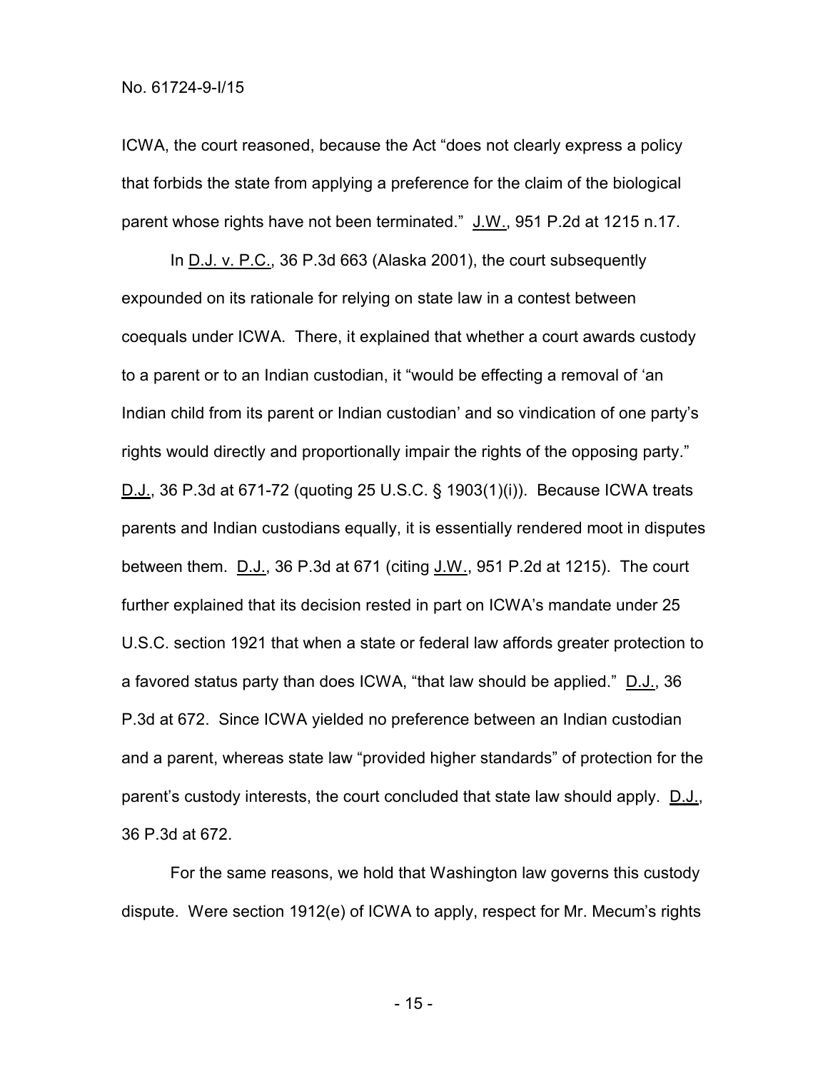ICWA, the court reasoned, because the Act "does not clearly express a policy that forbids the state from applying a preference for the claim of the biological parent whose rights have not been terminated." J.W., 951 P.2d at 1215 n.17.

In D.J. v. P.C., 36 P.3d 663 (Alaska 2001), the court subsequently expounded on its rationale for relying on state law in a contest between coequals under ICWA. There, it explained that whether a court awards custody to a parent or to an Indian custodian, it "would be effecting a removal of 'an Indian child from its parent or Indian custodian' and so vindication of one party's rights would directly and proportionally impair the rights of the opposing party." D.J., 36 P.3d at 671-72 (quoting 25 U.S.C. § 1903(1)(i)). Because ICWA treats parents and Indian custodians equally, it is essentially rendered moot in disputes between them. D.J., 36 P.3d at 671 (citing J.W., 951 P.2d at 1215). The court further explained that its decision rested in part on ICWA's mandate under 25 U.S.C. section 1921 that when a state or federal law affords greater protection to a favored status party than does ICWA, "that law should be applied." D.J., 36 P.3d at 672. Since ICWA yielded no preference between an Indian custodian and a parent, whereas state law "provided higher standards" of protection for the parent's custody interests, the court concluded that state law should apply. D.J., 36 P.3d at 672.

For the same reasons, we hold that Washington law governs this custody dispute. Were section 1912(e) of ICWA to apply, respect for Mr. Mecum's rights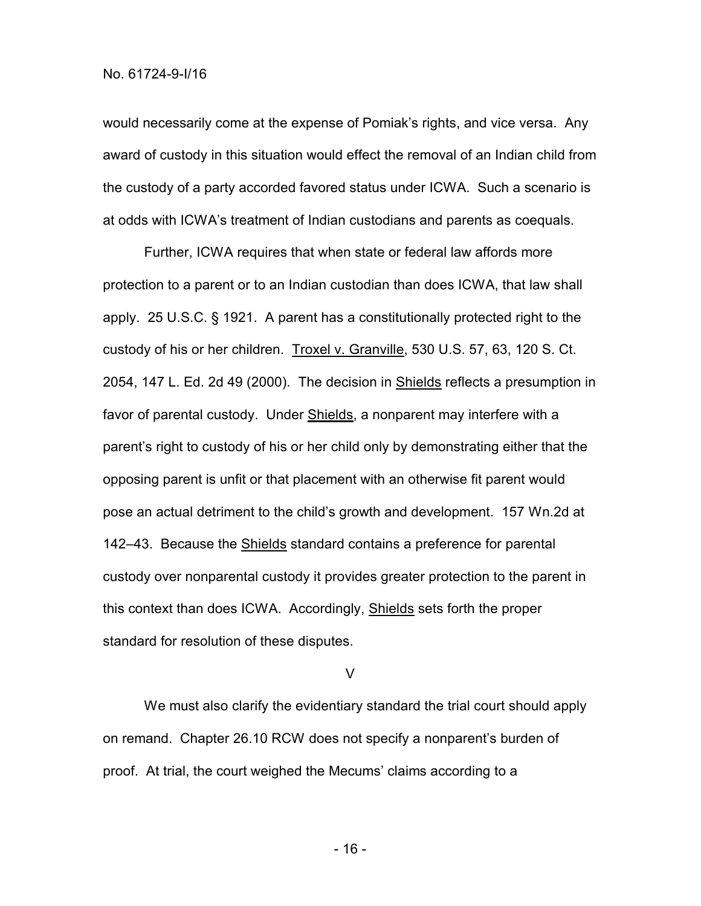would necessarily come at the expense of Pomiak's rights, and vice versa. Any award of custody in this situation would effect the removal of an Indian child from the custody of a party accorded favored status under ICWA. Such a scenario is at odds with ICWA's treatment of Indian custodians and parents as coequals.

Further, ICWA requires that when state or federal law affords more protection to a parent or to an Indian custodian than does ICWA, that law shall apply. 25 U.S.C. § 1921. A parent has a constitutionally protected right to the custody of his or her children. Troxel v. Granville, 530 U.S. 57, 63, 120 S. Ct. 2054, 147 L. Ed. 2d 49 (2000). The decision in Shields reflects a presumption in favor of parental custody. Under Shields, a nonparent may interfere with a parent's right to custody of his or her child only by demonstrating either that the opposing parent is unfit or that placement with an otherwise fit parent would pose an actual detriment to the child's growth and development. 157 Wn.2d at 142–43. Because the Shields standard contains a preference for parental custody over nonparental custody it provides greater protection to the parent in this context than does ICWA. Accordingly, Shields sets forth the proper standard for resolution of these disputes.

## V

We must also clarify the evidentiary standard the trial court should apply on remand. Chapter 26.10 RCW does not specify a nonparent's burden of proof. At trial, the court weighed the Mecums' claims according to a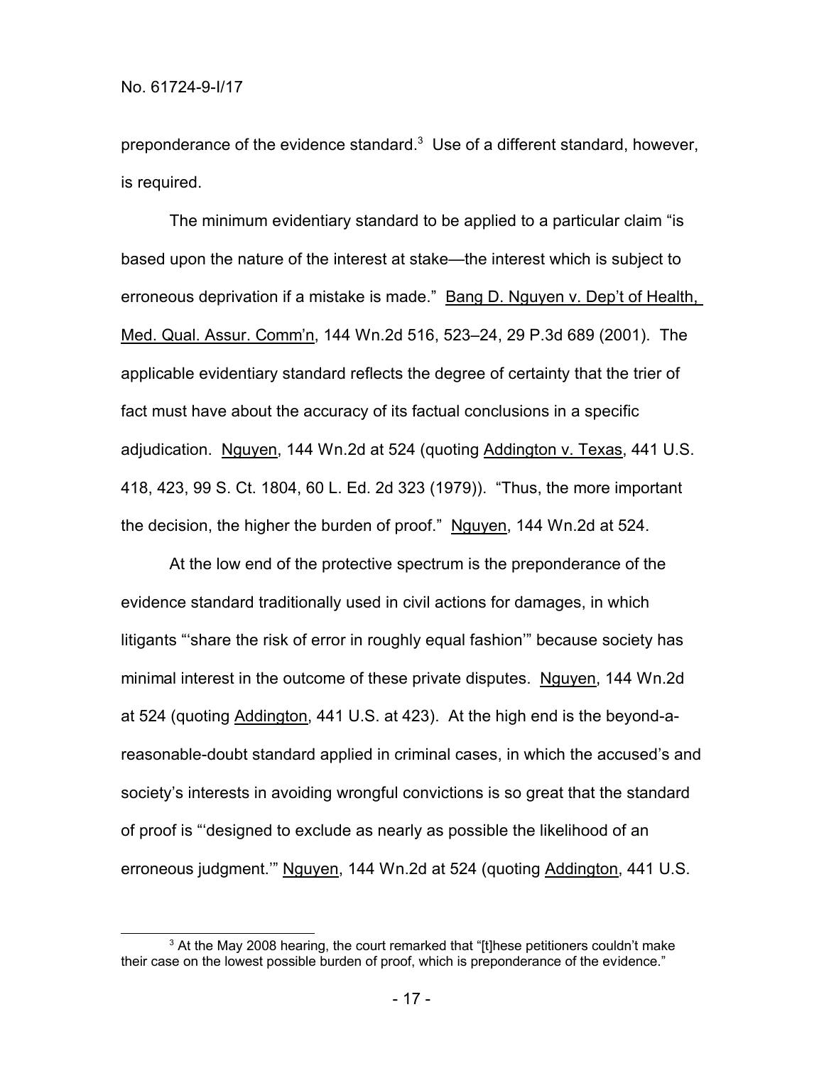preponderance of the evidence standard.[3] Use of a different standard, however, is required.

The minimum evidentiary standard to be applied to a particular claim "is based upon the nature of the interest at stake—the interest which is subject to erroneous deprivation if a mistake is made." Bang D. Nguyen v. Dep't of Health, Med. Qual. Assur. Comm'n, 144 Wn.2d 516, 523–24, 29 P.3d 689 (2001). The applicable evidentiary standard reflects the degree of certainty that the trier of fact must have about the accuracy of its factual conclusions in a specific adjudication. Nguyen, 144 Wn.2d at 524 (quoting Addington v. Texas, 441 U.S. 418, 423, 99 S. Ct. 1804, 60 L. Ed. 2d 323 (1979)). "Thus, the more important the decision, the higher the burden of proof." Nguyen, 144 Wn.2d at 524.

At the low end of the protective spectrum is the preponderance of the evidence standard traditionally used in civil actions for damages, in which litigants "'share the risk of error in roughly equal fashion'" because society has minimal interest in the outcome of these private disputes. Nguyen, 144 Wn.2d at 524 (quoting Addington, 441 U.S. at 423). At the high end is the beyond-a-reasonable-doubt standard applied in criminal cases, in which the accused's and society's interests in avoiding wrongful convictions is so great that the standard of proof is "'designed to exclude as nearly as possible the likelihood of an erroneous judgment.'" Nguyen, 144 Wn.2d at 524 (quoting Addington, 441 U.S.

[3] At the May 2008 hearing, the court remarked that "[t]hese petitioners couldn't make their case on the lowest possible burden of proof, which is preponderance of the evidence."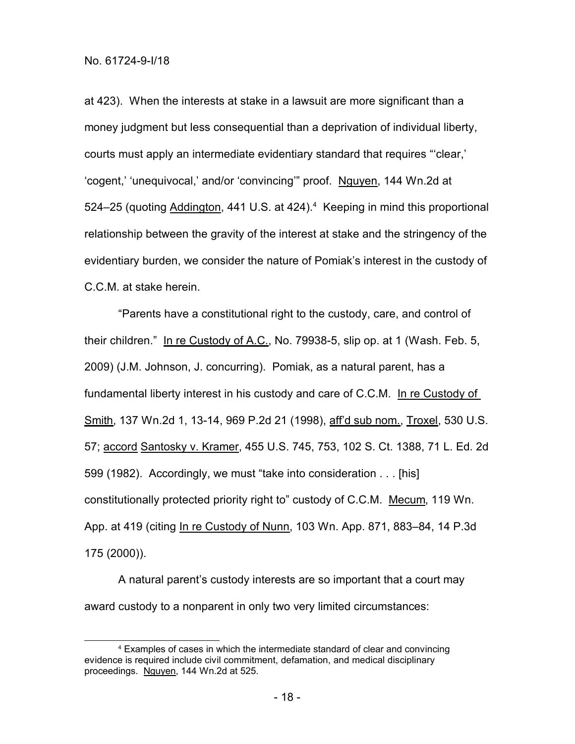at 423). When the interests at stake in a lawsuit are more significant than a money judgment but less consequential than a deprivation of individual liberty, courts must apply an intermediate evidentiary standard that requires "'clear,' 'cogent,' 'unequivocal,' and/or 'convincing'" proof. Nguyen, 144 Wn.2d at 524–25 (quoting Addington, 441 U.S. at 424).[4] Keeping in mind this proportional relationship between the gravity of the interest at stake and the stringency of the evidentiary burden, we consider the nature of Pomiak's interest in the custody of C.C.M. at stake herein.

"Parents have a constitutional right to the custody, care, and control of their children." In re Custody of A.C., No. 79938-5, slip op. at 1 (Wash. Feb. 5, 2009) (J.M. Johnson, J. concurring). Pomiak, as a natural parent, has a fundamental liberty interest in his custody and care of C.C.M. In re Custody of Smith, 137 Wn.2d 1, 13-14, 969 P.2d 21 (1998), aff'd sub nom., Troxel, 530 U.S. 57; accord Santosky v. Kramer, 455 U.S. 745, 753, 102 S. Ct. 1388, 71 L. Ed. 2d 599 (1982). Accordingly, we must "take into consideration . . . [his] constitutionally protected priority right to" custody of C.C.M. Mecum, 119 Wn. App. at 419 (citing In re Custody of Nunn, 103 Wn. App. 871, 883–84, 14 P.3d 175 (2000)).

A natural parent's custody interests are so important that a court may award custody to a nonparent in only two very limited circumstances:

[4] Examples of cases in which the intermediate standard of clear and convincing evidence is required include civil commitment, defamation, and medical disciplinary proceedings. Nguyen, 144 Wn.2d at 525.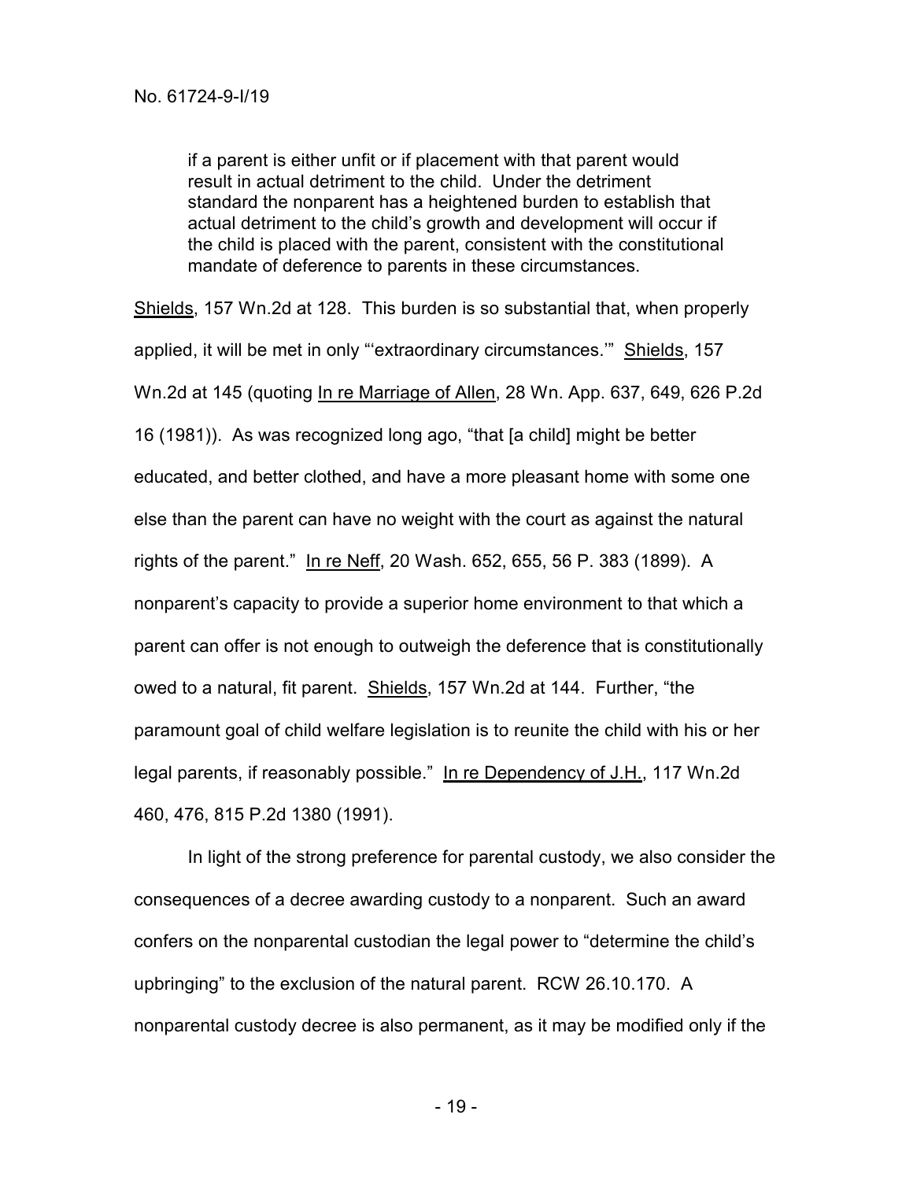> if a parent is either unfit or if placement with that parent would result in actual detriment to the child. Under the detriment standard the nonparent has a heightened burden to establish that actual detriment to the child's growth and development will occur if the child is placed with the parent, consistent with the constitutional mandate of deference to parents in these circumstances.

Shields, 157 Wn.2d at 128. This burden is so substantial that, when properly applied, it will be met in only "'extraordinary circumstances.'" Shields, 157 Wn.2d at 145 (quoting In re Marriage of Allen, 28 Wn. App. 637, 649, 626 P.2d 16 (1981)). As was recognized long ago, "that [a child] might be better educated, and better clothed, and have a more pleasant home with some one else than the parent can have no weight with the court as against the natural rights of the parent." In re Neff, 20 Wash. 652, 655, 56 P. 383 (1899). A nonparent's capacity to provide a superior home environment to that which a parent can offer is not enough to outweigh the deference that is constitutionally owed to a natural, fit parent. Shields, 157 Wn.2d at 144. Further, "the paramount goal of child welfare legislation is to reunite the child with his or her legal parents, if reasonably possible." In re Dependency of J.H., 117 Wn.2d 460, 476, 815 P.2d 1380 (1991).

In light of the strong preference for parental custody, we also consider the consequences of a decree awarding custody to a nonparent. Such an award confers on the nonparental custodian the legal power to "determine the child's upbringing" to the exclusion of the natural parent. RCW 26.10.170. A nonparental custody decree is also permanent, as it may be modified only if the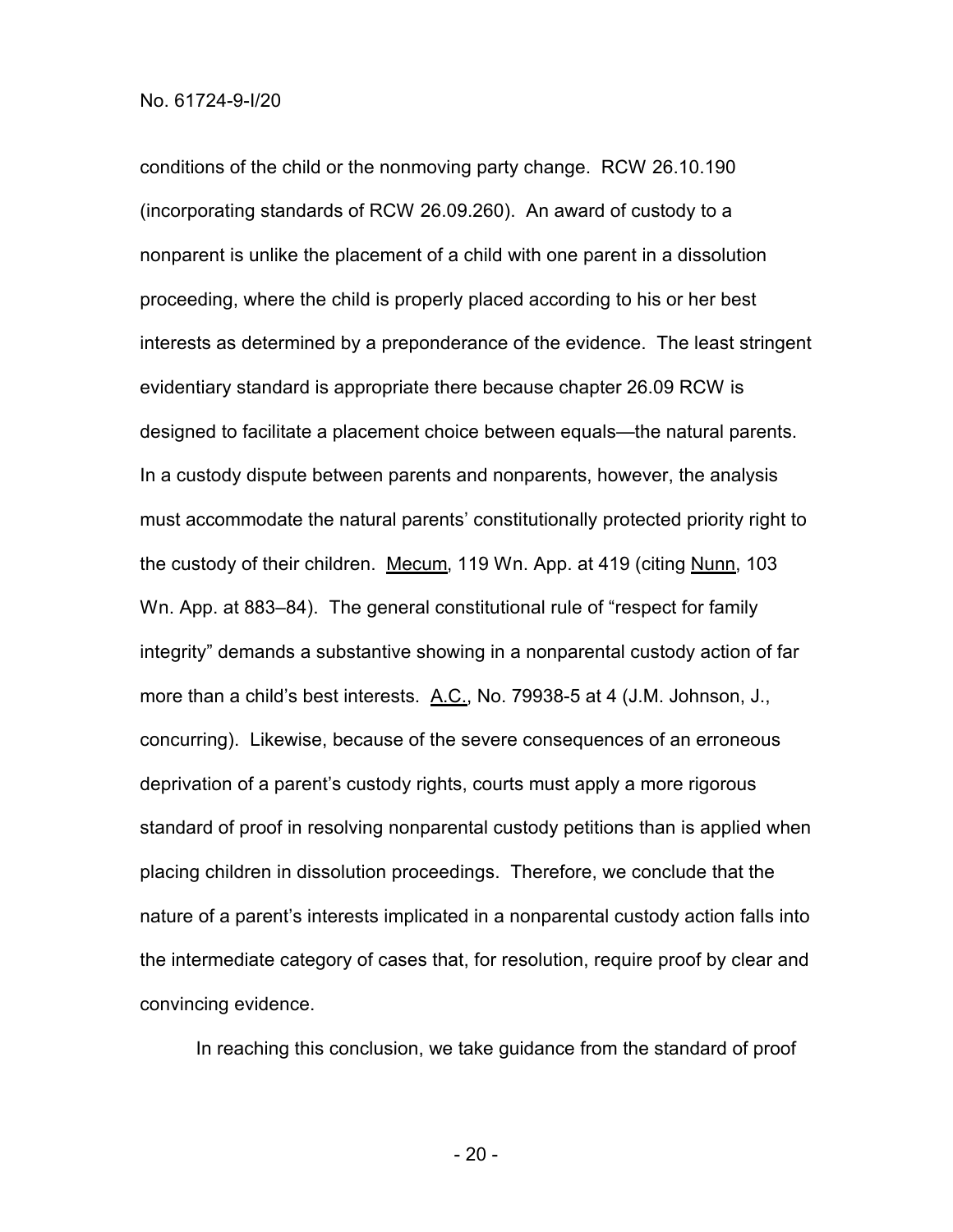conditions of the child or the nonmoving party change. RCW 26.10.190 (incorporating standards of RCW 26.09.260). An award of custody to a nonparent is unlike the placement of a child with one parent in a dissolution proceeding, where the child is properly placed according to his or her best interests as determined by a preponderance of the evidence. The least stringent evidentiary standard is appropriate there because chapter 26.09 RCW is designed to facilitate a placement choice between equals—the natural parents. In a custody dispute between parents and nonparents, however, the analysis must accommodate the natural parents' constitutionally protected priority right to the custody of their children. Mecum, 119 Wn. App. at 419 (citing Nunn, 103 Wn. App. at 883–84). The general constitutional rule of "respect for family integrity" demands a substantive showing in a nonparental custody action of far more than a child's best interests. A.C., No. 79938-5 at 4 (J.M. Johnson, J., concurring). Likewise, because of the severe consequences of an erroneous deprivation of a parent's custody rights, courts must apply a more rigorous standard of proof in resolving nonparental custody petitions than is applied when placing children in dissolution proceedings. Therefore, we conclude that the nature of a parent's interests implicated in a nonparental custody action falls into the intermediate category of cases that, for resolution, require proof by clear and convincing evidence.

In reaching this conclusion, we take guidance from the standard of proof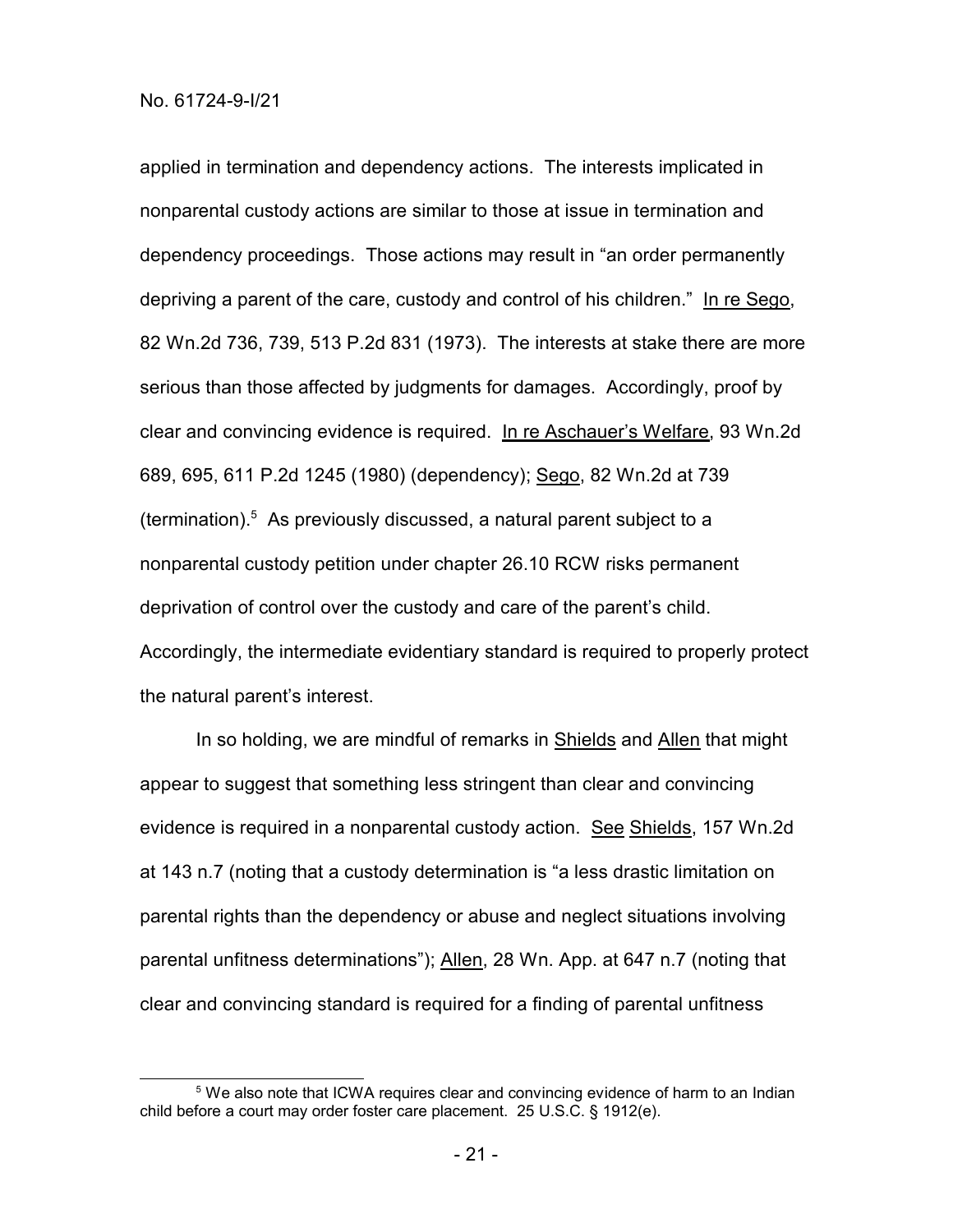applied in termination and dependency actions. The interests implicated in nonparental custody actions are similar to those at issue in termination and dependency proceedings. Those actions may result in "an order permanently depriving a parent of the care, custody and control of his children." In re Sego, 82 Wn.2d 736, 739, 513 P.2d 831 (1973). The interests at stake there are more serious than those affected by judgments for damages. Accordingly, proof by clear and convincing evidence is required. In re Aschauer's Welfare, 93 Wn.2d 689, 695, 611 P.2d 1245 (1980) (dependency); Sego, 82 Wn.2d at 739 (termination).[5] As previously discussed, a natural parent subject to a nonparental custody petition under chapter 26.10 RCW risks permanent deprivation of control over the custody and care of the parent's child. Accordingly, the intermediate evidentiary standard is required to properly protect the natural parent's interest.

In so holding, we are mindful of remarks in Shields and Allen that might appear to suggest that something less stringent than clear and convincing evidence is required in a nonparental custody action. See Shields, 157 Wn.2d at 143 n.7 (noting that a custody determination is "a less drastic limitation on parental rights than the dependency or abuse and neglect situations involving parental unfitness determinations"); Allen, 28 Wn. App. at 647 n.7 (noting that clear and convincing standard is required for a finding of parental unfitness

[5] We also note that ICWA requires clear and convincing evidence of harm to an Indian child before a court may order foster care placement. 25 U.S.C. § 1912(e).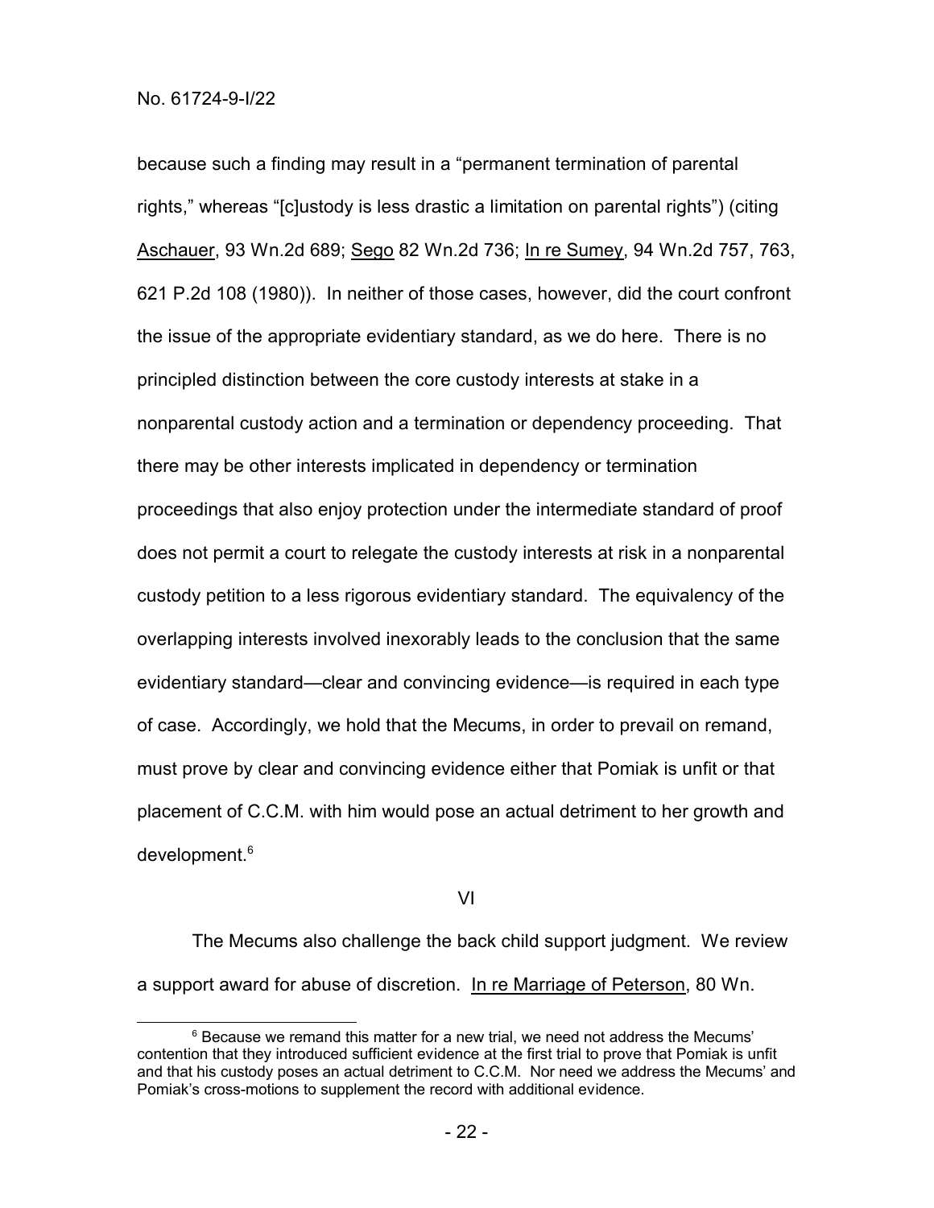because such a finding may result in a "permanent termination of parental rights," whereas "[c]ustody is less drastic a limitation on parental rights") (citing Aschauer, 93 Wn.2d 689; Sego 82 Wn.2d 736; In re Sumey, 94 Wn.2d 757, 763, 621 P.2d 108 (1980)). In neither of those cases, however, did the court confront the issue of the appropriate evidentiary standard, as we do here. There is no principled distinction between the core custody interests at stake in a nonparental custody action and a termination or dependency proceeding. That there may be other interests implicated in dependency or termination proceedings that also enjoy protection under the intermediate standard of proof does not permit a court to relegate the custody interests at risk in a nonparental custody petition to a less rigorous evidentiary standard. The equivalency of the overlapping interests involved inexorably leads to the conclusion that the same evidentiary standard—clear and convincing evidence—is required in each type of case. Accordingly, we hold that the Mecums, in order to prevail on remand, must prove by clear and convincing evidence either that Pomiak is unfit or that placement of C.C.M. with him would pose an actual detriment to her growth and development.[6]

## VI

The Mecums also challenge the back child support judgment. We review a support award for abuse of discretion. In re Marriage of Peterson, 80 Wn.

[6] Because we remand this matter for a new trial, we need not address the Mecums' contention that they introduced sufficient evidence at the first trial to prove that Pomiak is unfit and that his custody poses an actual detriment to C.C.M. Nor need we address the Mecums' and Pomiak's cross-motions to supplement the record with additional evidence.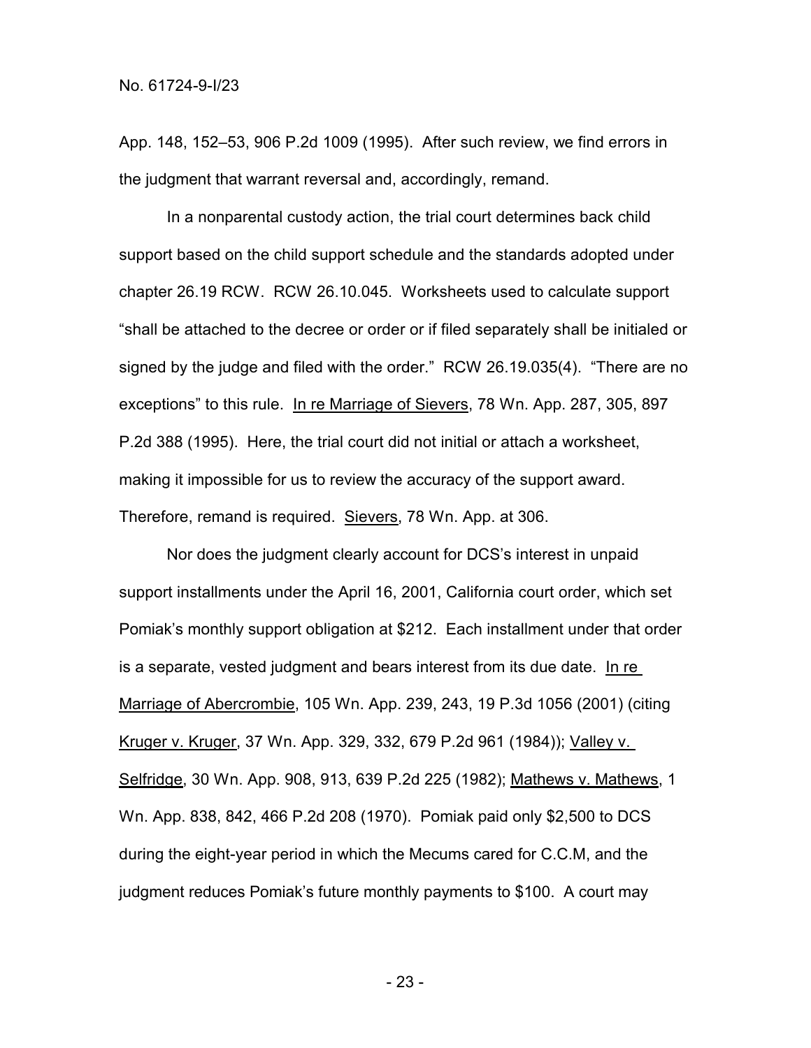App. 148, 152–53, 906 P.2d 1009 (1995). After such review, we find errors in the judgment that warrant reversal and, accordingly, remand.

In a nonparental custody action, the trial court determines back child support based on the child support schedule and the standards adopted under chapter 26.19 RCW. RCW 26.10.045. Worksheets used to calculate support "shall be attached to the decree or order or if filed separately shall be initialed or signed by the judge and filed with the order." RCW 26.19.035(4). "There are no exceptions" to this rule. In re Marriage of Sievers, 78 Wn. App. 287, 305, 897 P.2d 388 (1995). Here, the trial court did not initial or attach a worksheet, making it impossible for us to review the accuracy of the support award. Therefore, remand is required. Sievers, 78 Wn. App. at 306.

Nor does the judgment clearly account for DCS's interest in unpaid support installments under the April 16, 2001, California court order, which set Pomiak's monthly support obligation at $212. Each installment under that order is a separate, vested judgment and bears interest from its due date. In re Marriage of Abercrombie, 105 Wn. App. 239, 243, 19 P.3d 1056 (2001) (citing Kruger v. Kruger, 37 Wn. App. 329, 332, 679 P.2d 961 (1984)); Valley v. Selfridge, 30 Wn. App. 908, 913, 639 P.2d 225 (1982); Mathews v. Mathews, 1 Wn. App. 838, 842, 466 P.2d 208 (1970). Pomiak paid only $2,500 to DCS during the eight-year period in which the Mecums cared for C.C.M, and the judgment reduces Pomiak's future monthly payments to $100. A court may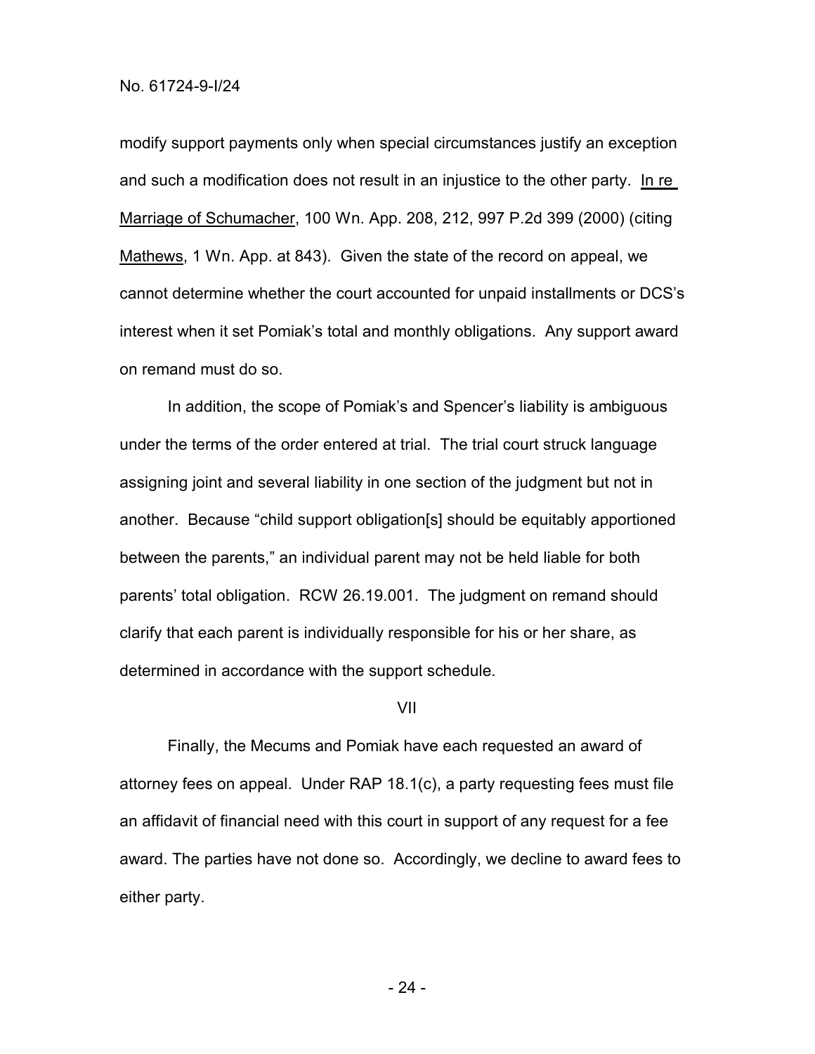modify support payments only when special circumstances justify an exception and such a modification does not result in an injustice to the other party. In re Marriage of Schumacher, 100 Wn. App. 208, 212, 997 P.2d 399 (2000) (citing Mathews, 1 Wn. App. at 843). Given the state of the record on appeal, we cannot determine whether the court accounted for unpaid installments or DCS's interest when it set Pomiak's total and monthly obligations. Any support award on remand must do so.

In addition, the scope of Pomiak's and Spencer's liability is ambiguous under the terms of the order entered at trial. The trial court struck language assigning joint and several liability in one section of the judgment but not in another. Because "child support obligation[s] should be equitably apportioned between the parents," an individual parent may not be held liable for both parents' total obligation. RCW 26.19.001. The judgment on remand should clarify that each parent is individually responsible for his or her share, as determined in accordance with the support schedule.

VII

Finally, the Mecums and Pomiak have each requested an award of attorney fees on appeal. Under RAP 18.1(c), a party requesting fees must file an affidavit of financial need with this court in support of any request for a fee award. The parties have not done so. Accordingly, we decline to award fees to either party.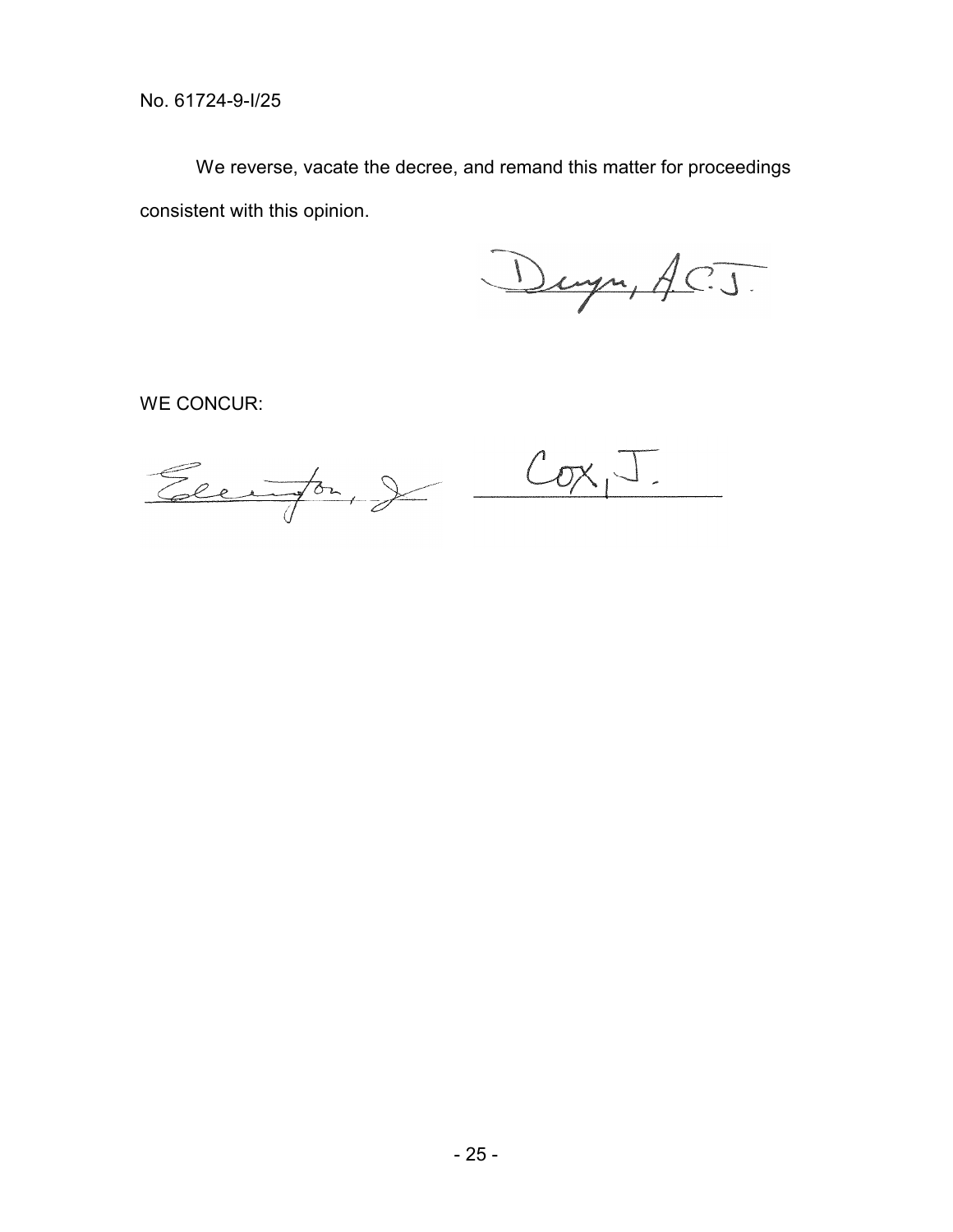No. 61724-9-I/25

We reverse, vacate the decree, and remand this matter for proceedings consistent with this opinion.

Dwyer, A.C.J.

WE CONCUR:

Ellington, J.　　Cox, J.